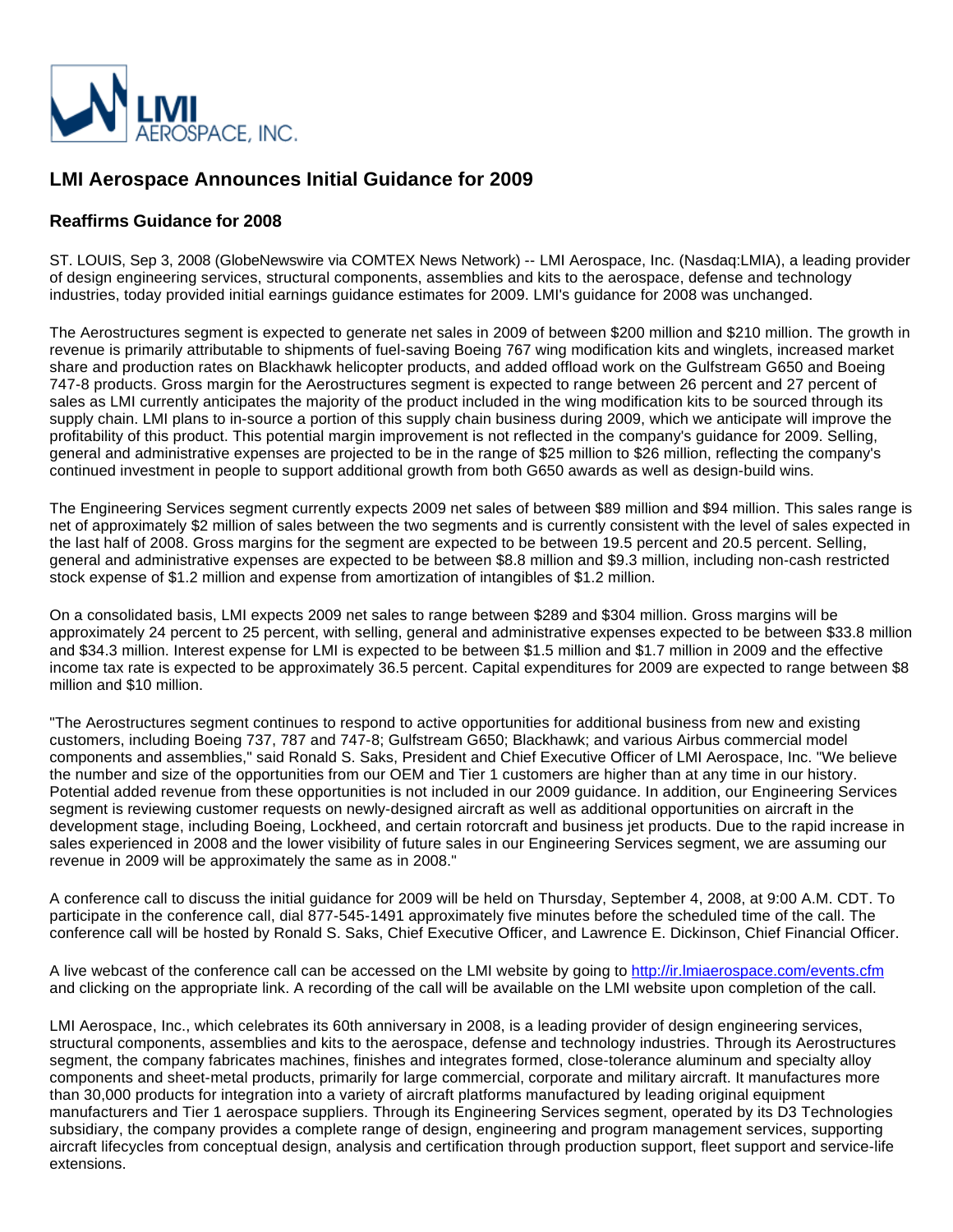# LMI Aerospace Announces Initial Guidance for 2009

## Reaffirms Guidance for 2008

ST. LOUIS, Sep 3, 2008 (GlobeNewswire via COMTEX News Network) -- LMI Aerospace, Inc. (Nasdaq:LMIA), a leading provider of design engineering services, structural components, assemblies and kits to the aerospace, defense and technology industries, today provided initial earnings guidance estimates for 2009. LMI's guidance for 2008 was unchanged.

The Aerostructures segment is expected to generate net sales in 2009 of between $200 million and $210 million. The growth in revenue is primarily attributable to shipments of fuel-saving Boeing 767 wing modification kits and winglets, increased market share and production rates on Blackhawk helicopter products, and added offload work on the Gulfstream G650 and Boeing 747-8 products. Gross margin for the Aerostructures segment is expected to range between 26 percent and 27 percent of sales as LMI currently anticipates the majority of the product included in the wing modification kits to be sourced through its supply chain. LMI plans to in-source a portion of this supply chain business during 2009, which we anticipate will improve the profitability of this product. This potential margin improvement is not reflected in the company's guidance for 2009. Selling, general and administrative expenses are projected to be in the range of $25 million to $26 million, reflecting the company's continued investment in people to support additional growth from both G650 awards as well as design-build wins.

The Engineering Services segment currently expects 2009 net sales of between $89 million and $94 million. This sales range is net of approximately $2 million of sales between the two segments and is currently consistent with the level of sales expected in the last half of 2008. Gross margins for the segment are expected to be between 19.5 percent and 20.5 percent. Selling, general and administrative expenses are expected to be between $8.8 million and $9.3 million, including non-cash restricted stock expense of $1.2 million and expense from amortization of intangibles of $1.2 million.

On a consolidated basis, LMI expects 2009 net sales to range between $289 and $304 million. Gross margins will be approximately 24 percent to 25 percent, with selling, general and administrative expenses expected to be between $33.8 million and $34.3 million. Interest expense for LMI is expected to be between $1.5 million and $1.7 million in 2009 and the effective income tax rate is expected to be approximately 36.5 percent. Capital expenditures for 2009 are expected to range between $8 million and $10 million.

"The Aerostructures segment continues to respond to active opportunities for additional business from new and existing customers, including Boeing 737, 787 and 747-8; Gulfstream G650; Blackhawk; and various Airbus commercial model components and assemblies," said Ronald S. Saks, President and Chief Executive Officer of LMI Aerospace, Inc. "We believe the number and size of the opportunities from our OEM and Tier 1 customers are higher than at any time in our history. Potential added revenue from these opportunities is not included in our 2009 guidance. In addition, our Engineering Services segment is reviewing customer requests on newly-designed aircraft as well as additional opportunities on aircraft in the development stage, including Boeing, Lockheed, and certain rotorcraft and business jet products. Due to the rapid increase in sales experienced in 2008 and the lower visibility of future sales in our Engineering Services segment, we are assuming our revenue in 2009 will be approximately the same as in 2008."

A conference call to discuss the initial guidance for 2009 will be held on Thursday, September 4, 2008, at 9:00 A.M. CDT. To participate in the conference call, dial 877-545-1491 approximately five minutes before the scheduled time of the call. The conference call will be hosted by Ronald S. Saks, Chief Executive Officer, and Lawrence E. Dickinson, Chief Financial Officer.

A live webcast of the conference call can be accessed on the LMI website by going to http://ir.lmiaerospace.com/events.cfm and clicking on the appropriate link. A recording of the call will be available on the LMI website upon completion of the call.

LMI Aerospace, Inc., which celebrates its 60th anniversary in 2008, is a leading provider of design engineering services, structural components, assemblies and kits to the aerospace, defense and technology industries. Through its Aerostructures segment, the company fabricates machines, finishes and integrates formed, close-tolerance aluminum and specialty alloy components and sheet-metal products, primarily for large commercial, corporate and military aircraft. It manufactures more than 30,000 products for integration into a variety of aircraft platforms manufactured by leading original equipment manufacturers and Tier 1 aerospace suppliers. Through its Engineering Services segment, operated by its D3 Technologies subsidiary, the company provides a complete range of design, engineering and program management services, supporting aircraft lifecycles from conceptual design, analysis and certification through production support, fleet support and service-life extensions.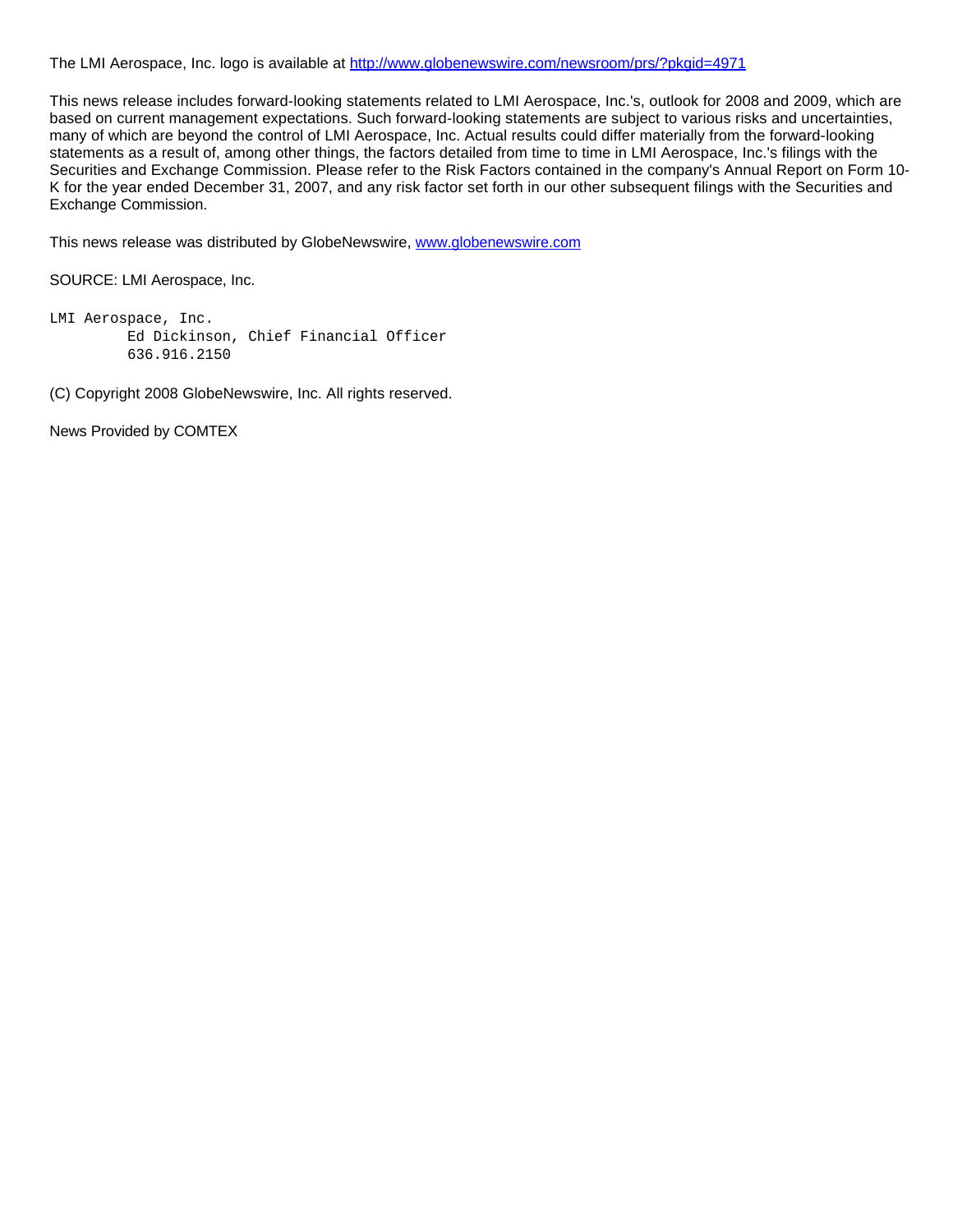The LMI Aerospace, Inc. logo is available at http://www.globenewswire.com/newsroom/prs/?pkgid=4971

This news release includes forward-looking statements related to LMI Aerospace, Inc.'s, outlook for 2008 and 2009, which are based on current management expectations. Such forward-looking statements are subject to various risks and uncertainties, many of which are beyond the control of LMI Aerospace, Inc. Actual results could differ materially from the forward-looking statements as a result of, among other things, the factors detailed from time to time in LMI Aerospace, Inc.'s filings with the Securities and Exchange Commission. Please refer to the Risk Factors contained in the company's Annual Report on Form 10-K for the year ended December 31, 2007, and any risk factor set forth in our other subsequent filings with the Securities and Exchange Commission.

This news release was distributed by GlobeNewswire, www.globenewswire.com

SOURCE: LMI Aerospace, Inc.

```
LMI Aerospace, Inc.
         Ed Dickinson, Chief Financial Officer
         636.916.2150
```

(C) Copyright 2008 GlobeNewswire, Inc. All rights reserved.

News Provided by COMTEX